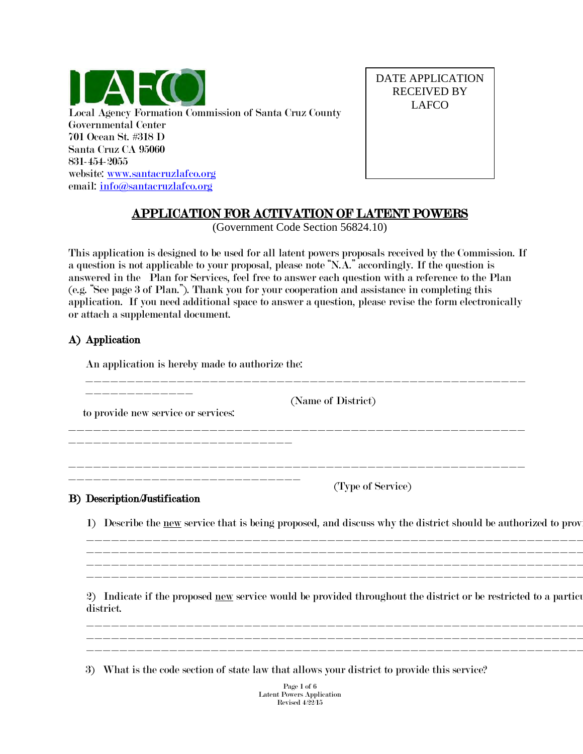LAFCO

Local Agency Formation Commission of Santa Cruz County
Governmental Center
701 Ocean St. #318 D
Santa Cruz CA 95060
831-454-2055
website: www.santacruzlafco.org
email: info@santacruzlafco.org

| DATE APPLICATION RECEIVED BY LAFCO |
|---|
| |

# APPLICATION FOR ACTIVATION OF LATENT POWERS

(Government Code Section 56824.10)

This application is designed to be used for all latent powers proposals received by the Commission. If a question is not applicable to your proposal, please note "N.A." accordingly. If the question is answered in the Plan for Services, feel free to answer each question with a reference to the Plan (e.g. "See page 3 of Plan."). Thank you for your cooperation and assistance in completing this application. If you need additional space to answer a question, please revise the form electronically or attach a supplemental document.

## A) Application

An application is hereby made to authorize the:

_______________________________________________________________________________

(Name of District)

to provide new service or services:

_______________________________________________________________________________

_______________________________________________________________________________

(Type of Service)

## B) Description/Justification

1) Describe the new service that is being proposed, and discuss why the district should be authorized to prov

_______________________________________________________________________________
_______________________________________________________________________________
_______________________________________________________________________________
_______________________________________________________________________________

2) Indicate if the proposed new service would be provided throughout the district or be restricted to a particu district.

_______________________________________________________________________________
_______________________________________________________________________________
_______________________________________________________________________________

3) What is the code section of state law that allows your district to provide this service?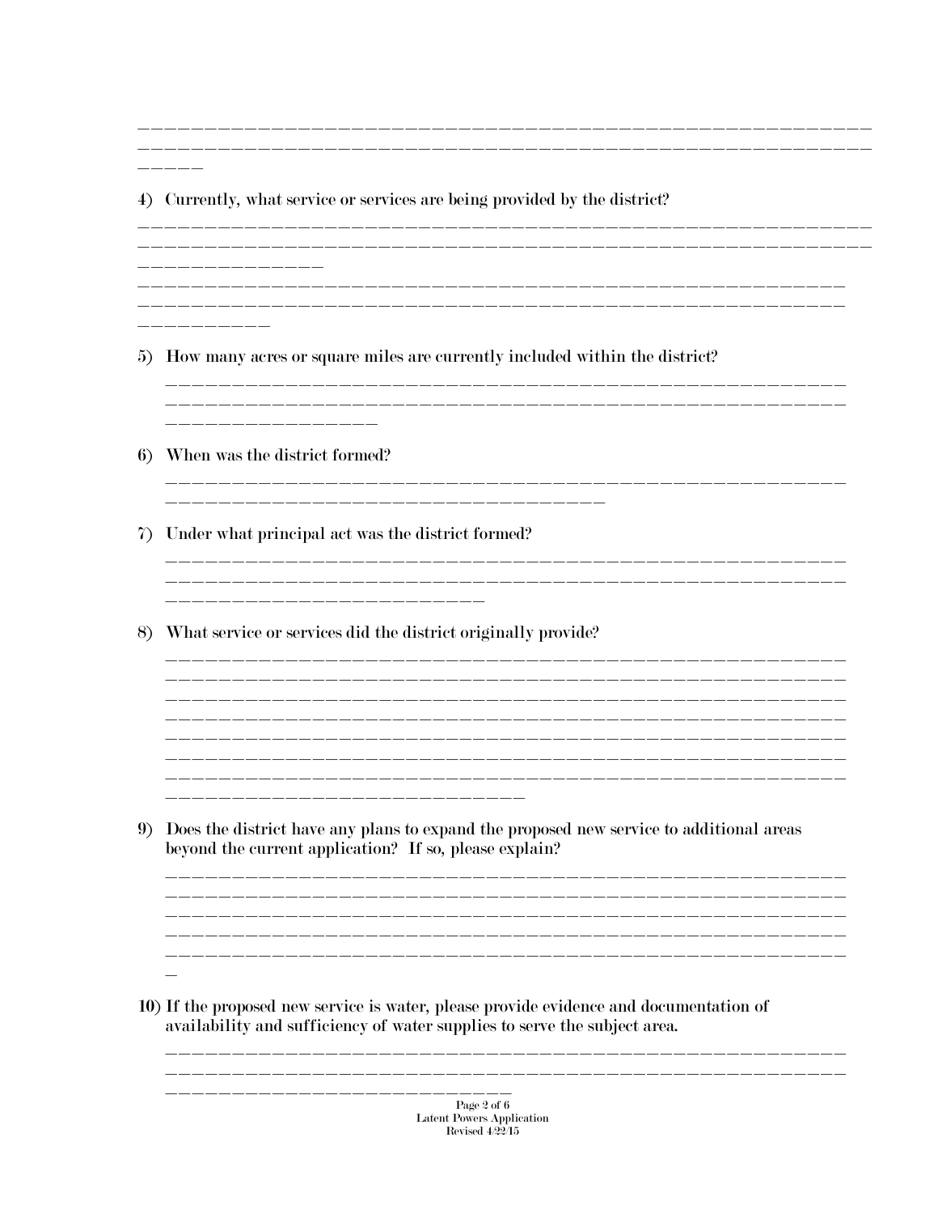______________________________________________________________
______________________________________________________________
_____

4) Currently, what service or services are being provided by the district?

______________________________________________________________
______________________________________________________________
______________
____________________________________________________________
____________________________________________________________
__________

5) How many acres or square miles are currently included within the district?

____________________________________________________________
____________________________________________________________
________________

6) When was the district formed?

____________________________________________________________
_________________________________

7) Under what principal act was the district formed?

____________________________________________________________
____________________________________________________________
________________________

8) What service or services did the district originally provide?

____________________________________________________________
____________________________________________________________
____________________________________________________________
____________________________________________________________
____________________________________________________________
____________________________________________________________
____________________________________________________________
___________________________

9) Does the district have any plans to expand the proposed new service to additional areas beyond the current application? If so, please explain?

____________________________________________________________
____________________________________________________________
____________________________________________________________
____________________________________________________________
____________________________________________________________
_

10) If the proposed new service is water, please provide evidence and documentation of availability and sufficiency of water supplies to serve the subject area.

____________________________________________________________
____________________________________________________________
__________________________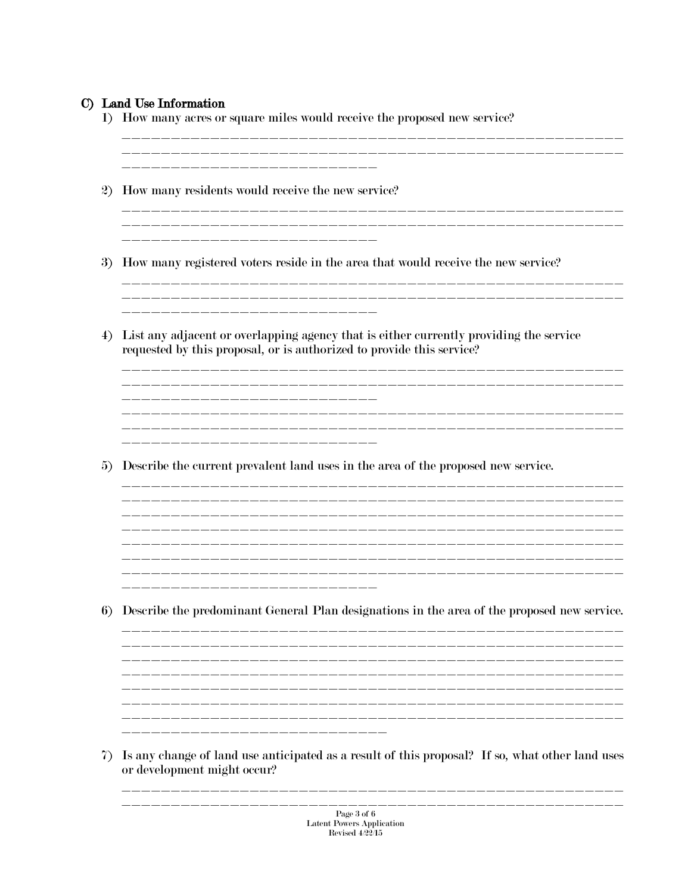### C) Land Use Information

1) How many acres or square miles would receive the proposed new service?

______________________________________________________________________
______________________________________________________________________
______________________________

2) How many residents would receive the new service?

______________________________________________________________________
______________________________________________________________________
______________________________

3) How many registered voters reside in the area that would receive the new service?

______________________________________________________________________
______________________________________________________________________
______________________________

4) List any adjacent or overlapping agency that is either currently providing the service requested by this proposal, or is authorized to provide this service?

______________________________________________________________________
______________________________________________________________________
______________________________
______________________________________________________________________
______________________________________________________________________
______________________________

5) Describe the current prevalent land uses in the area of the proposed new service.

______________________________________________________________________
______________________________________________________________________
______________________________________________________________________
______________________________________________________________________
______________________________________________________________________
______________________________________________________________________
______________________________________________________________________
______________________________

6) Describe the predominant General Plan designations in the area of the proposed new service.

______________________________________________________________________
______________________________________________________________________
______________________________________________________________________
______________________________________________________________________
______________________________________________________________________
______________________________________________________________________
______________________________________________________________________
______________________________

7) Is any change of land use anticipated as a result of this proposal? If so, what other land uses or development might occur?

______________________________________________________________________
______________________________________________________________________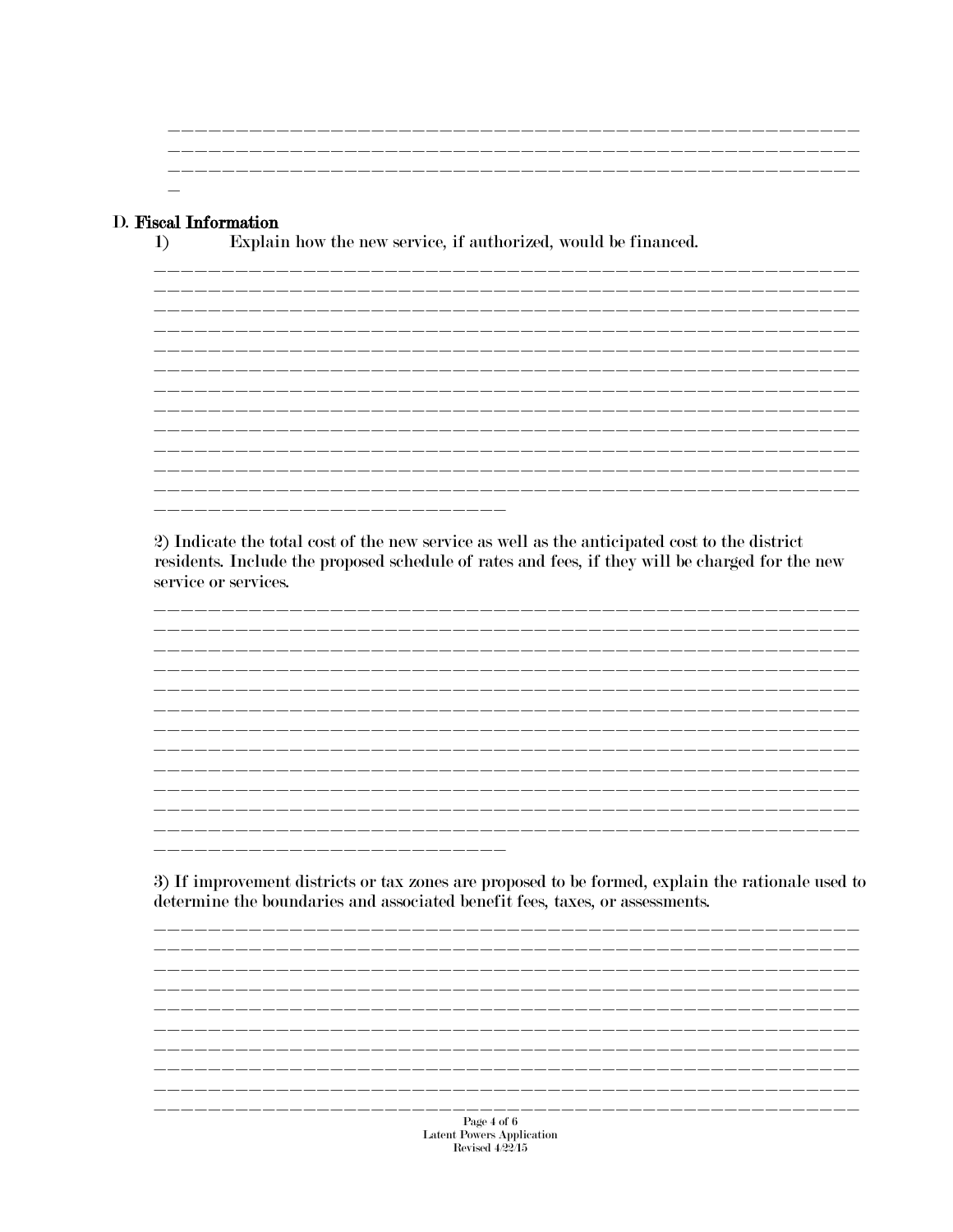## D. Fiscal Information

1) Explain how the new service, if authorized, would be financed.

2) Indicate the total cost of the new service as well as the anticipated cost to the district residents. Include the proposed schedule of rates and fees, if they will be charged for the new service or services.

3) If improvement districts or tax zones are proposed to be formed, explain the rationale used to determine the boundaries and associated benefit fees, taxes, or assessments.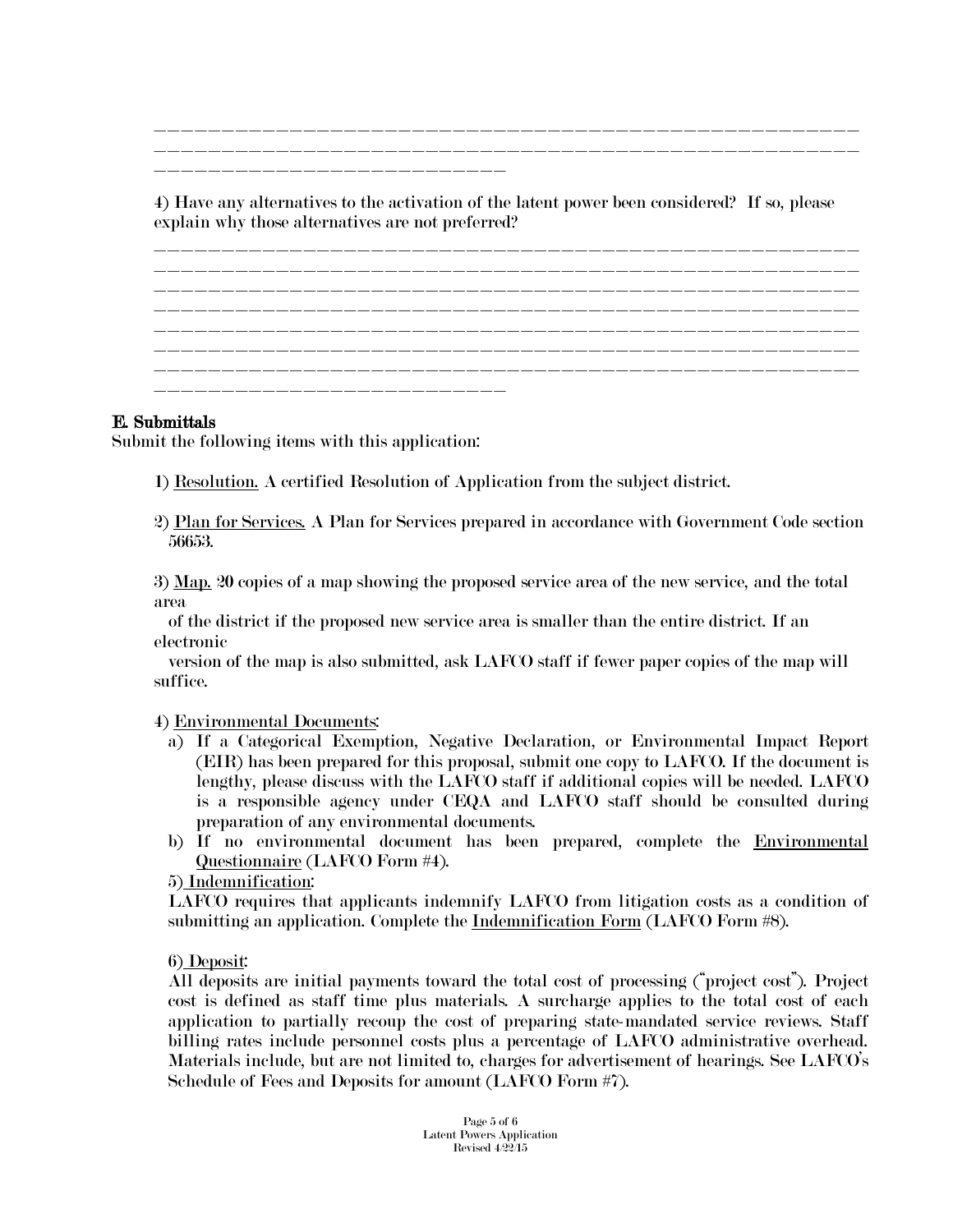\_\_\_\_\_\_\_\_\_\_\_\_\_\_\_\_\_\_\_\_\_\_\_\_\_\_\_\_\_\_\_\_\_\_\_\_\_\_\_\_\_\_\_\_\_\_\_\_\_\_\_\_\_\_\_\_\_\_\_\_\_\_\_\_\_\_\_\_\_\_\_\_\_\_\_\_\_\_\_\_\_\_\_\_\_\_\_\_\_\_\_\_\_\_\_\_\_\_\_\_\_\_\_\_\_\_\_\_\_\_\_\_\_\_\_\_\_\_\_\_\_\_\_\_\_\_\_\_\_\_\_\_\_\_\_\_\_\_\_\_\_\_\_\_\_\_\_\_\_\_\_\_\_\_\_\_\_\_\_\_\_\_\_\_\_\_\_\_\_\_

4) Have any alternatives to the activation of the latent power been considered? If so, please explain why those alternatives are not preferred?

\_\_\_\_\_\_\_\_\_\_\_\_\_\_\_\_\_\_\_\_\_\_\_\_\_\_\_\_\_\_\_\_\_\_\_\_\_\_\_\_\_\_\_\_\_\_\_\_\_\_\_\_\_\_\_\_\_\_\_\_\_\_\_\_\_\_\_\_\_\_\_\_\_\_\_\_\_\_\_\_\_\_\_\_\_\_\_\_\_\_\_\_\_\_\_\_\_\_\_\_\_\_\_\_\_\_\_\_\_\_\_\_\_\_\_\_\_\_\_\_\_\_\_\_\_\_\_\_\_\_\_\_\_\_\_\_\_\_\_\_\_\_\_\_\_\_\_\_\_\_\_\_\_\_\_\_\_\_\_\_\_\_\_\_\_\_\_\_\_\_\_\_\_\_\_\_\_\_\_\_\_\_\_\_\_\_\_\_\_\_\_\_\_\_\_\_\_\_\_\_\_\_\_\_\_\_\_\_\_\_\_\_\_\_\_\_\_\_\_\_\_\_\_\_\_\_\_\_\_\_\_\_\_\_\_\_\_\_\_\_\_\_\_\_\_\_\_\_\_\_\_\_\_\_\_\_\_\_\_\_\_\_\_\_\_\_\_\_\_\_\_\_\_\_\_\_\_\_\_\_\_\_\_\_\_\_\_\_\_\_\_\_\_\_\_\_\_\_\_\_\_\_\_\_\_\_\_\_\_\_\_\_\_\_\_\_\_\_\_\_\_\_\_\_\_\_\_\_\_\_\_\_\_\_\_\_\_\_\_\_\_\_\_\_\_\_\_\_\_\_\_\_\_\_\_\_\_\_\_\_\_\_\_\_\_\_\_\_\_\_\_\_\_\_\_\_\_\_\_\_\_\_\_\_\_\_\_\_\_\_\_\_\_\_\_\_\_\_\_\_\_\_\_\_\_\_\_\_\_\_\_\_\_\_\_\_\_\_\_\_\_\_\_\_\_\_\_\_\_\_\_\_\_\_\_\_\_\_\_\_\_\_\_\_\_\_\_\_\_\_\_\_\_\_\_\_\_\_\_\_\_\_

**E. Submittals**

Submit the following items with this application:

1) Resolution. A certified Resolution of Application from the subject district.

2) Plan for Services. A Plan for Services prepared in accordance with Government Code section 56653.

3) Map. 20 copies of a map showing the proposed service area of the new service, and the total area of the district if the proposed new service area is smaller than the entire district. If an electronic version of the map is also submitted, ask LAFCO staff if fewer paper copies of the map will suffice.

4) Environmental Documents:

a) If a Categorical Exemption, Negative Declaration, or Environmental Impact Report (EIR) has been prepared for this proposal, submit one copy to LAFCO. If the document is lengthy, please discuss with the LAFCO staff if additional copies will be needed. LAFCO is a responsible agency under CEQA and LAFCO staff should be consulted during preparation of any environmental documents.

b) If no environmental document has been prepared, complete the Environmental Questionnaire (LAFCO Form #4).

5) Indemnification:

LAFCO requires that applicants indemnify LAFCO from litigation costs as a condition of submitting an application. Complete the Indemnification Form (LAFCO Form #8).

6) Deposit:

All deposits are initial payments toward the total cost of processing ("project cost"). Project cost is defined as staff time plus materials. A surcharge applies to the total cost of each application to partially recoup the cost of preparing state-mandated service reviews. Staff billing rates include personnel costs plus a percentage of LAFCO administrative overhead. Materials include, but are not limited to, charges for advertisement of hearings. See LAFCO's Schedule of Fees and Deposits for amount (LAFCO Form #7).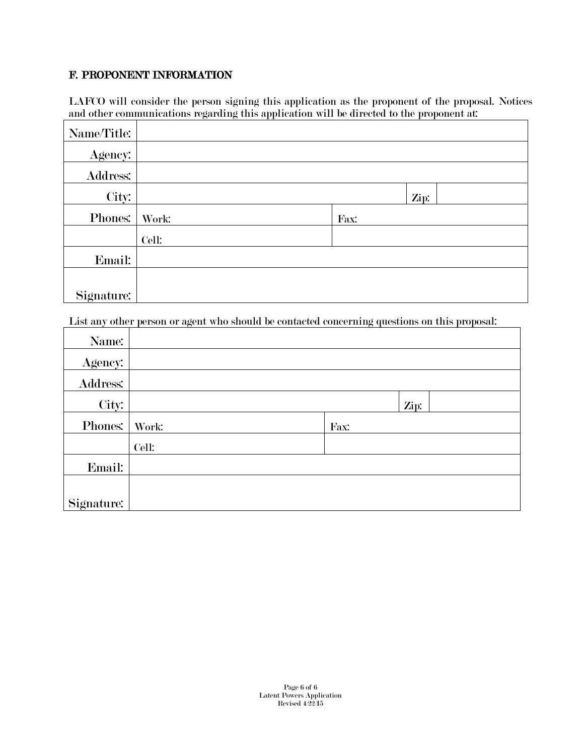## F. PROPONENT INFORMATION

LAFCO will consider the person signing this application as the proponent of the proposal. Notices and other communications regarding this application will be directed to the proponent at:

| | | | |
|---|---|---|---|
| Name/Title: | | | |
| Agency: | | | |
| Address: | | | |
| City: | | Zip: | |
| Phones: | Work: | Fax: | |
| | Cell: | | |
| Email: | | | |
| Signature: | | | |

List any other person or agent who should be contacted concerning questions on this proposal:

| | | | |
|---|---|---|---|
| Name: | | | |
| Agency: | | | |
| Address: | | | |
| City: | | Zip: | |
| Phones: | Work: | Fax: | |
| | Cell: | | |
| Email: | | | |
| Signature: | | | |

Latent Powers Application
Revised 4/22/15